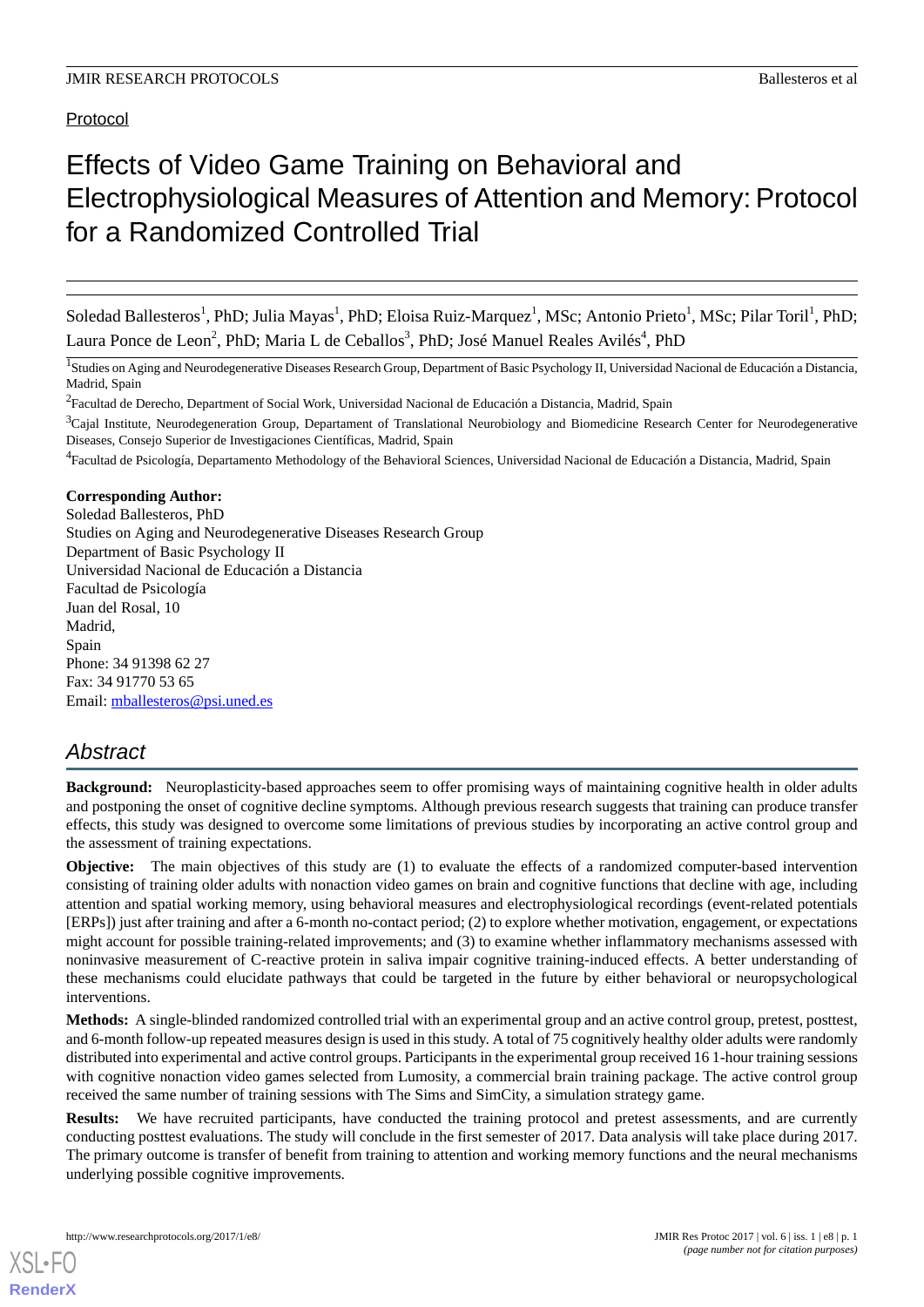Protocol

# Effects of Video Game Training on Behavioral and Electrophysiological Measures of Attention and Memory: Protocol for a Randomized Controlled Trial

Soledad Ballesteros[1], PhD; Julia Mayas[1], PhD; Eloisa Ruiz-Marquez[1], MSc; Antonio Prieto[1], MSc; Pilar Toril[1], PhD; Laura Ponce de Leon[2], PhD; Maria L de Ceballos[3], PhD; José Manuel Reales Avilés[4], PhD

[1]Studies on Aging and Neurodegenerative Diseases Research Group, Department of Basic Psychology II, Universidad Nacional de Educación a Distancia, Madrid, Spain

[2]Facultad de Derecho, Department of Social Work, Universidad Nacional de Educación a Distancia, Madrid, Spain

[3]Cajal Institute, Neurodegeneration Group, Department of Translational Neurobiology and Biomedicine Research Center for Neurodegenerative Diseases, Consejo Superior de Investigaciones Científicas, Madrid, Spain

[4]Facultad de Psicología, Departamento Methodology of the Behavioral Sciences, Universidad Nacional de Educación a Distancia, Madrid, Spain

**Corresponding Author:**
Soledad Ballesteros, PhD
Studies on Aging and Neurodegenerative Diseases Research Group
Department of Basic Psychology II
Universidad Nacional de Educación a Distancia
Facultad de Psicología
Juan del Rosal, 10
Madrid,
Spain
Phone: 34 91398 62 27
Fax: 34 91770 53 65
Email: mballesteros@psi.uned.es

## Abstract

**Background:** Neuroplasticity-based approaches seem to offer promising ways of maintaining cognitive health in older adults and postponing the onset of cognitive decline symptoms. Although previous research suggests that training can produce transfer effects, this study was designed to overcome some limitations of previous studies by incorporating an active control group and the assessment of training expectations.

**Objective:** The main objectives of this study are (1) to evaluate the effects of a randomized computer-based intervention consisting of training older adults with nonaction video games on brain and cognitive functions that decline with age, including attention and spatial working memory, using behavioral measures and electrophysiological recordings (event-related potentials [ERPs]) just after training and after a 6-month no-contact period; (2) to explore whether motivation, engagement, or expectations might account for possible training-related improvements; and (3) to examine whether inflammatory mechanisms assessed with noninvasive measurement of C-reactive protein in saliva impair cognitive training-induced effects. A better understanding of these mechanisms could elucidate pathways that could be targeted in the future by either behavioral or neuropsychological interventions.

**Methods:** A single-blinded randomized controlled trial with an experimental group and an active control group, pretest, posttest, and 6-month follow-up repeated measures design is used in this study. A total of 75 cognitively healthy older adults were randomly distributed into experimental and active control groups. Participants in the experimental group received 16 1-hour training sessions with cognitive nonaction video games selected from Lumosity, a commercial brain training package. The active control group received the same number of training sessions with The Sims and SimCity, a simulation strategy game.

**Results:** We have recruited participants, have conducted the training protocol and pretest assessments, and are currently conducting posttest evaluations. The study will conclude in the first semester of 2017. Data analysis will take place during 2017. The primary outcome is transfer of benefit from training to attention and working memory functions and the neural mechanisms underlying possible cognitive improvements.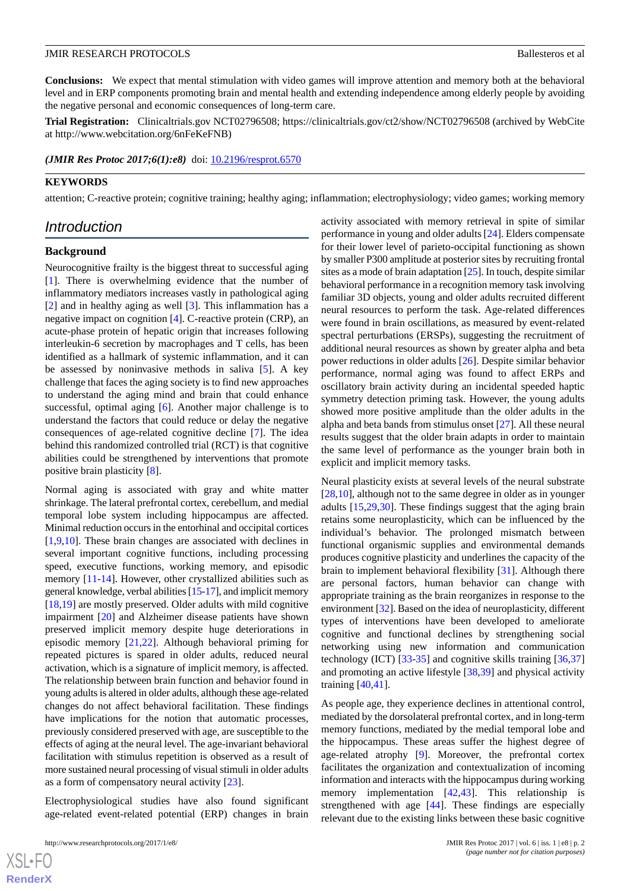**Conclusions:** We expect that mental stimulation with video games will improve attention and memory both at the behavioral level and in ERP components promoting brain and mental health and extending independence among elderly people by avoiding the negative personal and economic consequences of long-term care.

**Trial Registration:** Clinicaltrials.gov NCT02796508; https://clinicaltrials.gov/ct2/show/NCT02796508 (archived by WebCite at http://www.webcitation.org/6nFeKeFNB)

***(JMIR Res Protoc 2017;6(1):e8)*** doi: 10.2196/resprot.6570

**KEYWORDS**

attention; C-reactive protein; cognitive training; healthy aging; inflammation; electrophysiology; video games; working memory

## Introduction

### Background

Neurocognitive frailty is the biggest threat to successful aging [1]. There is overwhelming evidence that the number of inflammatory mediators increases vastly in pathological aging [2] and in healthy aging as well [3]. This inflammation has a negative impact on cognition [4]. C-reactive protein (CRP), an acute-phase protein of hepatic origin that increases following interleukin-6 secretion by macrophages and T cells, has been identified as a hallmark of systemic inflammation, and it can be assessed by noninvasive methods in saliva [5]. A key challenge that faces the aging society is to find new approaches to understand the aging mind and brain that could enhance successful, optimal aging [6]. Another major challenge is to understand the factors that could reduce or delay the negative consequences of age-related cognitive decline [7]. The idea behind this randomized controlled trial (RCT) is that cognitive abilities could be strengthened by interventions that promote positive brain plasticity [8].

Normal aging is associated with gray and white matter shrinkage. The lateral prefrontal cortex, cerebellum, and medial temporal lobe system including hippocampus are affected. Minimal reduction occurs in the entorhinal and occipital cortices [1,9,10]. These brain changes are associated with declines in several important cognitive functions, including processing speed, executive functions, working memory, and episodic memory [11-14]. However, other crystallized abilities such as general knowledge, verbal abilities [15-17], and implicit memory [18,19] are mostly preserved. Older adults with mild cognitive impairment [20] and Alzheimer disease patients have shown preserved implicit memory despite huge deteriorations in episodic memory [21,22]. Although behavioral priming for repeated pictures is spared in older adults, reduced neural activation, which is a signature of implicit memory, is affected. The relationship between brain function and behavior found in young adults is altered in older adults, although these age-related changes do not affect behavioral facilitation. These findings have implications for the notion that automatic processes, previously considered preserved with age, are susceptible to the effects of aging at the neural level. The age-invariant behavioral facilitation with stimulus repetition is observed as a result of more sustained neural processing of visual stimuli in older adults as a form of compensatory neural activity [23].

Electrophysiological studies have also found significant age-related event-related potential (ERP) changes in brain activity associated with memory retrieval in spite of similar performance in young and older adults [24]. Elders compensate for their lower level of parieto-occipital functioning as shown by smaller P300 amplitude at posterior sites by recruiting frontal sites as a mode of brain adaptation [25]. In touch, despite similar behavioral performance in a recognition memory task involving familiar 3D objects, young and older adults recruited different neural resources to perform the task. Age-related differences were found in brain oscillations, as measured by event-related spectral perturbations (ERSPs), suggesting the recruitment of additional neural resources as shown by greater alpha and beta power reductions in older adults [26]. Despite similar behavior performance, normal aging was found to affect ERPs and oscillatory brain activity during an incidental speeded haptic symmetry detection priming task. However, the young adults showed more positive amplitude than the older adults in the alpha and beta bands from stimulus onset [27]. All these neural results suggest that the older brain adapts in order to maintain the same level of performance as the younger brain both in explicit and implicit memory tasks.

Neural plasticity exists at several levels of the neural substrate [28,10], although not to the same degree in older as in younger adults [15,29,30]. These findings suggest that the aging brain retains some neuroplasticity, which can be influenced by the individual's behavior. The prolonged mismatch between functional organismic supplies and environmental demands produces cognitive plasticity and underlines the capacity of the brain to implement behavioral flexibility [31]. Although there are personal factors, human behavior can change with appropriate training as the brain reorganizes in response to the environment [32]. Based on the idea of neuroplasticity, different types of interventions have been developed to ameliorate cognitive and functional declines by strengthening social networking using new information and communication technology (ICT) [33-35] and cognitive skills training [36,37] and promoting an active lifestyle [38,39] and physical activity training [40,41].

As people age, they experience declines in attentional control, mediated by the dorsolateral prefrontal cortex, and in long-term memory functions, mediated by the medial temporal lobe and the hippocampus. These areas suffer the highest degree of age-related atrophy [9]. Moreover, the prefrontal cortex facilitates the organization and contextualization of incoming information and interacts with the hippocampus during working memory implementation [42,43]. This relationship is strengthened with age [44]. These findings are especially relevant due to the existing links between these basic cognitive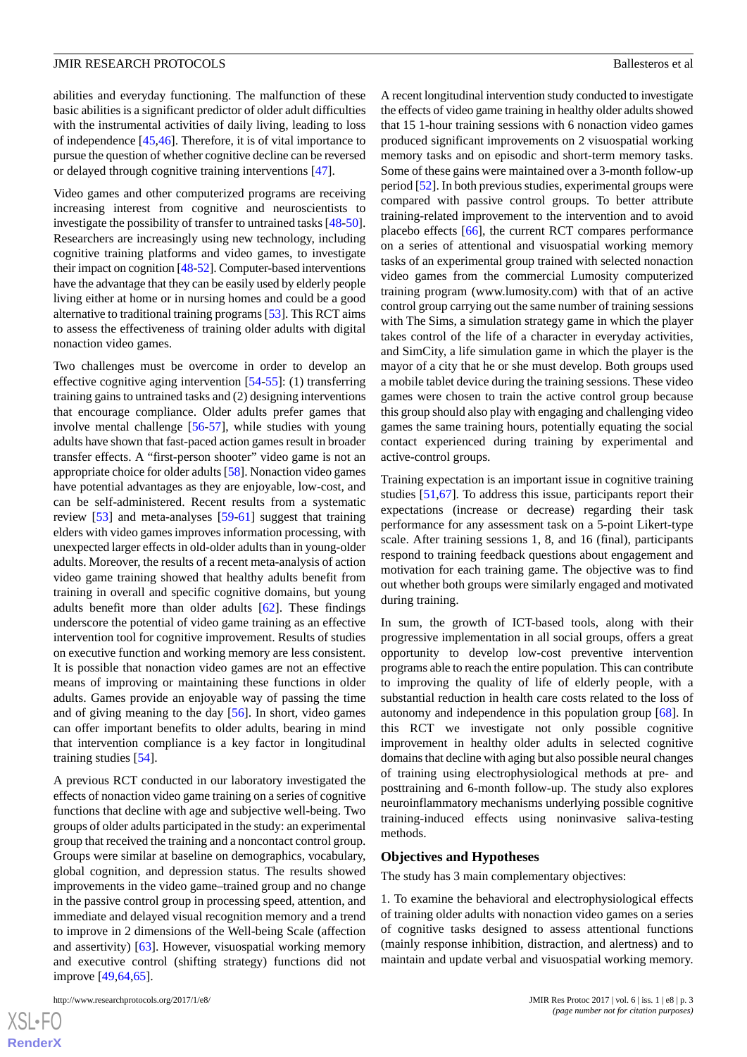abilities and everyday functioning. The malfunction of these basic abilities is a significant predictor of older adult difficulties with the instrumental activities of daily living, leading to loss of independence [45,46]. Therefore, it is of vital importance to pursue the question of whether cognitive decline can be reversed or delayed through cognitive training interventions [47].

Video games and other computerized programs are receiving increasing interest from cognitive and neuroscientists to investigate the possibility of transfer to untrained tasks [48-50]. Researchers are increasingly using new technology, including cognitive training platforms and video games, to investigate their impact on cognition [48-52]. Computer-based interventions have the advantage that they can be easily used by elderly people living either at home or in nursing homes and could be a good alternative to traditional training programs [53]. This RCT aims to assess the effectiveness of training older adults with digital nonaction video games.

Two challenges must be overcome in order to develop an effective cognitive aging intervention [54-55]: (1) transferring training gains to untrained tasks and (2) designing interventions that encourage compliance. Older adults prefer games that involve mental challenge [56-57], while studies with young adults have shown that fast-paced action games result in broader transfer effects. A "first-person shooter" video game is not an appropriate choice for older adults [58]. Nonaction video games have potential advantages as they are enjoyable, low-cost, and can be self-administered. Recent results from a systematic review [53] and meta-analyses [59-61] suggest that training elders with video games improves information processing, with unexpected larger effects in old-older adults than in young-older adults. Moreover, the results of a recent meta-analysis of action video game training showed that healthy adults benefit from training in overall and specific cognitive domains, but young adults benefit more than older adults [62]. These findings underscore the potential of video game training as an effective intervention tool for cognitive improvement. Results of studies on executive function and working memory are less consistent. It is possible that nonaction video games are not an effective means of improving or maintaining these functions in older adults. Games provide an enjoyable way of passing the time and of giving meaning to the day [56]. In short, video games can offer important benefits to older adults, bearing in mind that intervention compliance is a key factor in longitudinal training studies [54].

A previous RCT conducted in our laboratory investigated the effects of nonaction video game training on a series of cognitive functions that decline with age and subjective well-being. Two groups of older adults participated in the study: an experimental group that received the training and a noncontact control group. Groups were similar at baseline on demographics, vocabulary, global cognition, and depression status. The results showed improvements in the video game–trained group and no change in the passive control group in processing speed, attention, and immediate and delayed visual recognition memory and a trend to improve in 2 dimensions of the Well-being Scale (affection and assertivity) [63]. However, visuospatial working memory and executive control (shifting strategy) functions did not improve [49,64,65].

A recent longitudinal intervention study conducted to investigate the effects of video game training in healthy older adults showed that 15 1-hour training sessions with 6 nonaction video games produced significant improvements on 2 visuospatial working memory tasks and on episodic and short-term memory tasks. Some of these gains were maintained over a 3-month follow-up period [52]. In both previous studies, experimental groups were compared with passive control groups. To better attribute training-related improvement to the intervention and to avoid placebo effects [66], the current RCT compares performance on a series of attentional and visuospatial working memory tasks of an experimental group trained with selected nonaction video games from the commercial Lumosity computerized training program (www.lumosity.com) with that of an active control group carrying out the same number of training sessions with The Sims, a simulation strategy game in which the player takes control of the life of a character in everyday activities, and SimCity, a life simulation game in which the player is the mayor of a city that he or she must develop. Both groups used a mobile tablet device during the training sessions. These video games were chosen to train the active control group because this group should also play with engaging and challenging video games the same training hours, potentially equating the social contact experienced during training by experimental and active-control groups.

Training expectation is an important issue in cognitive training studies [51,67]. To address this issue, participants report their expectations (increase or decrease) regarding their task performance for any assessment task on a 5-point Likert-type scale. After training sessions 1, 8, and 16 (final), participants respond to training feedback questions about engagement and motivation for each training game. The objective was to find out whether both groups were similarly engaged and motivated during training.

In sum, the growth of ICT-based tools, along with their progressive implementation in all social groups, offers a great opportunity to develop low-cost preventive intervention programs able to reach the entire population. This can contribute to improving the quality of life of elderly people, with a substantial reduction in health care costs related to the loss of autonomy and independence in this population group [68]. In this RCT we investigate not only possible cognitive improvement in healthy older adults in selected cognitive domains that decline with aging but also possible neural changes of training using electrophysiological methods at pre- and posttraining and 6-month follow-up. The study also explores neuroinflammatory mechanisms underlying possible cognitive training-induced effects using noninvasive saliva-testing methods.

## Objectives and Hypotheses

The study has 3 main complementary objectives:

1. To examine the behavioral and electrophysiological effects of training older adults with nonaction video games on a series of cognitive tasks designed to assess attentional functions (mainly response inhibition, distraction, and alertness) and to maintain and update verbal and visuospatial working memory.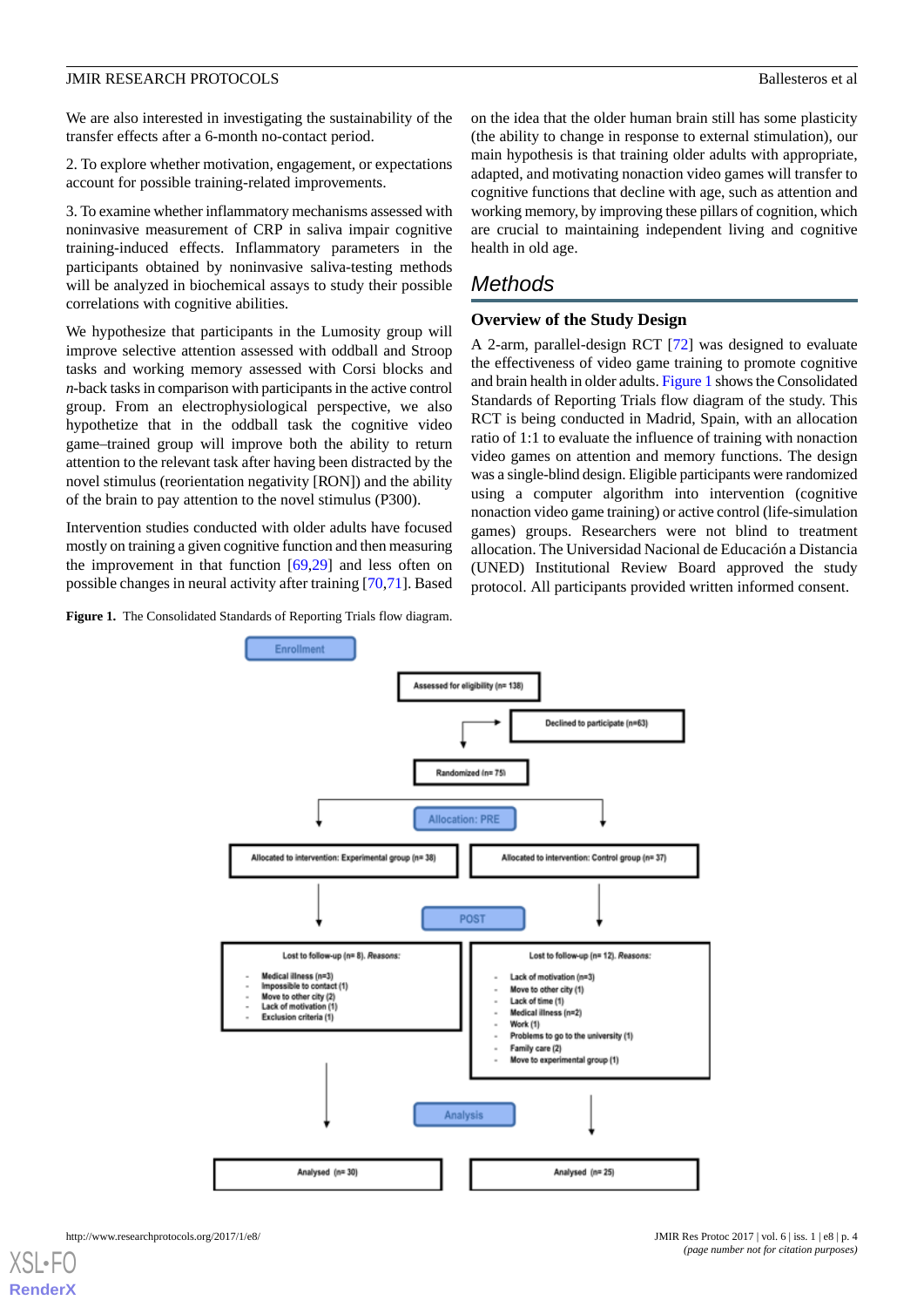We are also interested in investigating the sustainability of the transfer effects after a 6-month no-contact period.

2. To explore whether motivation, engagement, or expectations account for possible training-related improvements.

3. To examine whether inflammatory mechanisms assessed with noninvasive measurement of CRP in saliva impair cognitive training-induced effects. Inflammatory parameters in the participants obtained by noninvasive saliva-testing methods will be analyzed in biochemical assays to study their possible correlations with cognitive abilities.

We hypothesize that participants in the Lumosity group will improve selective attention assessed with oddball and Stroop tasks and working memory assessed with Corsi blocks and *n*-back tasks in comparison with participants in the active control group. From an electrophysiological perspective, we also hypothesize that in the oddball task the cognitive video game–trained group will improve both the ability to return attention to the relevant task after having been distracted by the novel stimulus (reorientation negativity [RON]) and the ability of the brain to pay attention to the novel stimulus (P300).

Intervention studies conducted with older adults have focused mostly on training a given cognitive function and then measuring the improvement in that function [69,29] and less often on possible changes in neural activity after training [70,71]. Based on the idea that the older human brain still has some plasticity (the ability to change in response to external stimulation), our main hypothesis is that training older adults with appropriate, adapted, and motivating nonaction video games will transfer to cognitive functions that decline with age, such as attention and working memory, by improving these pillars of cognition, which are crucial to maintaining independent living and cognitive health in old age.

## Methods

### Overview of the Study Design

A 2-arm, parallel-design RCT [72] was designed to evaluate the effectiveness of video game training to promote cognitive and brain health in older adults. Figure 1 shows the Consolidated Standards of Reporting Trials flow diagram of the study. This RCT is being conducted in Madrid, Spain, with an allocation ratio of 1:1 to evaluate the influence of training with nonaction video games on attention and memory functions. The design was a single-blind design. Eligible participants were randomized using a computer algorithm into intervention (cognitive nonaction video game training) or active control (life-simulation games) groups. Researchers were not blind to treatment allocation. The Universidad Nacional de Educación a Distancia (UNED) Institutional Review Board approved the study protocol. All participants provided written informed consent.

**Figure 1.** The Consolidated Standards of Reporting Trials flow diagram.

Enrollment

Assessed for eligibility (n= 138)

Declined to participate (n=63)

Randomized (n= 75)

Allocation: PRE

Allocated to intervention: Experimental group (n= 38)

Allocated to intervention: Control group (n= 37)

POST

Lost to follow-up (n= 8). *Reasons:*

- Medical illness (n=3)
- Impossible to contact (1)
- Move to other city (2)
- Lack of motivation (1)
- Exclusion criteria (1)

Lost to follow-up (n= 12). *Reasons:*

- Lack of motivation (n=3)
- Move to other city (1)
- Lack of time (1)
- Medical illness (n=2)
- Work (1)
- Problems to go to the university (1)
- Family care (2)
- Move to experimental group (1)

Analysis

Analysed (n= 30)

Analysed (n= 25)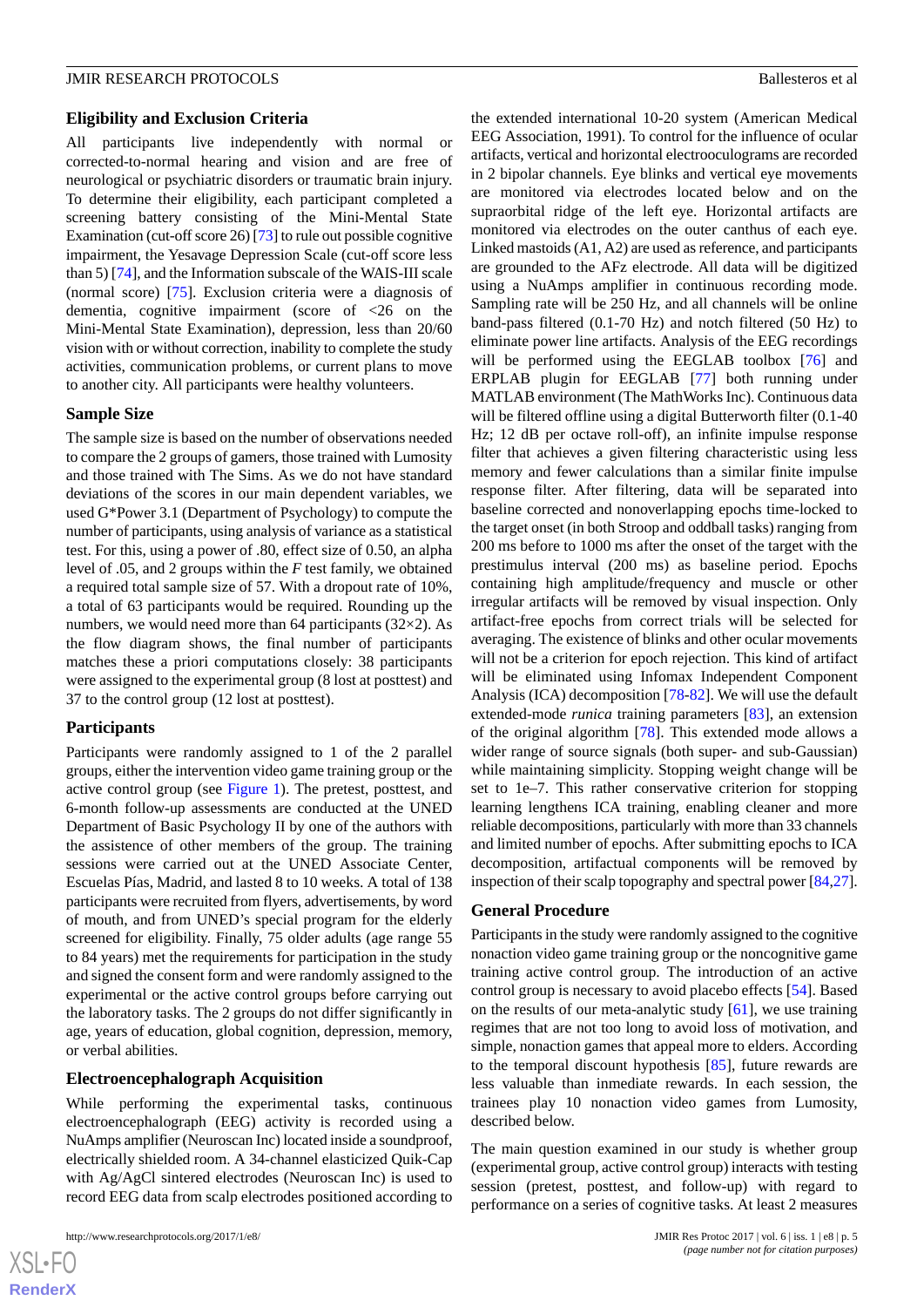### Eligibility and Exclusion Criteria

All participants live independently with normal or corrected-to-normal hearing and vision and are free of neurological or psychiatric disorders or traumatic brain injury. To determine their eligibility, each participant completed a screening battery consisting of the Mini-Mental State Examination (cut-off score 26) [73] to rule out possible cognitive impairment, the Yesavage Depression Scale (cut-off score less than 5) [74], and the Information subscale of the WAIS-III scale (normal score) [75]. Exclusion criteria were a diagnosis of dementia, cognitive impairment (score of <26 on the Mini-Mental State Examination), depression, less than 20/60 vision with or without correction, inability to complete the study activities, communication problems, or current plans to move to another city. All participants were healthy volunteers.

### Sample Size

The sample size is based on the number of observations needed to compare the 2 groups of gamers, those trained with Lumosity and those trained with The Sims. As we do not have standard deviations of the scores in our main dependent variables, we used G*Power 3.1 (Department of Psychology) to compute the number of participants, using analysis of variance as a statistical test. For this, using a power of .80, effect size of 0.50, an alpha level of .05, and 2 groups within the *F* test family, we obtained a required total sample size of 57. With a dropout rate of 10%, a total of 63 participants would be required. Rounding up the numbers, we would need more than 64 participants (32×2). As the flow diagram shows, the final number of participants matches these a priori computations closely: 38 participants were assigned to the experimental group (8 lost at posttest) and 37 to the control group (12 lost at posttest).

### Participants

Participants were randomly assigned to 1 of the 2 parallel groups, either the intervention video game training group or the active control group (see Figure 1). The pretest, posttest, and 6-month follow-up assessments are conducted at the UNED Department of Basic Psychology II by one of the authors with the assistance of other members of the group. The training sessions were carried out at the UNED Associate Center, Escuelas Pías, Madrid, and lasted 8 to 10 weeks. A total of 138 participants were recruited from flyers, advertisements, by word of mouth, and from UNED's special program for the elderly screened for eligibility. Finally, 75 older adults (age range 55 to 84 years) met the requirements for participation in the study and signed the consent form and were randomly assigned to the experimental or the active control groups before carrying out the laboratory tasks. The 2 groups do not differ significantly in age, years of education, global cognition, depression, memory, or verbal abilities.

### Electroencephalograph Acquisition

While performing the experimental tasks, continuous electroencephalograph (EEG) activity is recorded using a NuAmps amplifier (Neuroscan Inc) located inside a soundproof, electrically shielded room. A 34-channel elasticized Quik-Cap with Ag/AgCl sintered electrodes (Neuroscan Inc) is used to record EEG data from scalp electrodes positioned according to the extended international 10-20 system (American Medical EEG Association, 1991). To control for the influence of ocular artifacts, vertical and horizontal electrooculograms are recorded in 2 bipolar channels. Eye blinks and vertical eye movements are monitored via electrodes located below and on the supraorbital ridge of the left eye. Horizontal artifacts are monitored via electrodes on the outer canthus of each eye. Linked mastoids (A1, A2) are used as reference, and participants are grounded to the AFz electrode. All data will be digitized using a NuAmps amplifier in continuous recording mode. Sampling rate will be 250 Hz, and all channels will be online band-pass filtered (0.1-70 Hz) and notch filtered (50 Hz) to eliminate power line artifacts. Analysis of the EEG recordings will be performed using the EEGLAB toolbox [76] and ERPLAB plugin for EEGLAB [77] both running under MATLAB environment (The MathWorks Inc). Continuous data will be filtered offline using a digital Butterworth filter (0.1-40 Hz; 12 dB per octave roll-off), an infinite impulse response filter that achieves a given filtering characteristic using less memory and fewer calculations than a similar finite impulse response filter. After filtering, data will be separated into baseline corrected and nonoverlapping epochs time-locked to the target onset (in both Stroop and oddball tasks) ranging from 200 ms before to 1000 ms after the onset of the target with the prestimulus interval (200 ms) as baseline period. Epochs containing high amplitude/frequency and muscle or other irregular artifacts will be removed by visual inspection. Only artifact-free epochs from correct trials will be selected for averaging. The existence of blinks and other ocular movements will not be a criterion for epoch rejection. This kind of artifact will be eliminated using Infomax Independent Component Analysis (ICA) decomposition [78-82]. We will use the default extended-mode *runica* training parameters [83], an extension of the original algorithm [78]. This extended mode allows a wider range of source signals (both super- and sub-Gaussian) while maintaining simplicity. Stopping weight change will be set to 1e–7. This rather conservative criterion for stopping learning lengthens ICA training, enabling cleaner and more reliable decompositions, particularly with more than 33 channels and limited number of epochs. After submitting epochs to ICA decomposition, artifactual components will be removed by inspection of their scalp topography and spectral power [84,27].

### General Procedure

Participants in the study were randomly assigned to the cognitive nonaction video game training group or the noncognitive game training active control group. The introduction of an active control group is necessary to avoid placebo effects [54]. Based on the results of our meta-analytic study [61], we use training regimes that are not too long to avoid loss of motivation, and simple, nonaction games that appeal more to elders. According to the temporal discount hypothesis [85], future rewards are less valuable than inmediate rewards. In each session, the trainees play 10 nonaction video games from Lumosity, described below.

The main question examined in our study is whether group (experimental group, active control group) interacts with testing session (pretest, posttest, and follow-up) with regard to performance on a series of cognitive tasks. At least 2 measures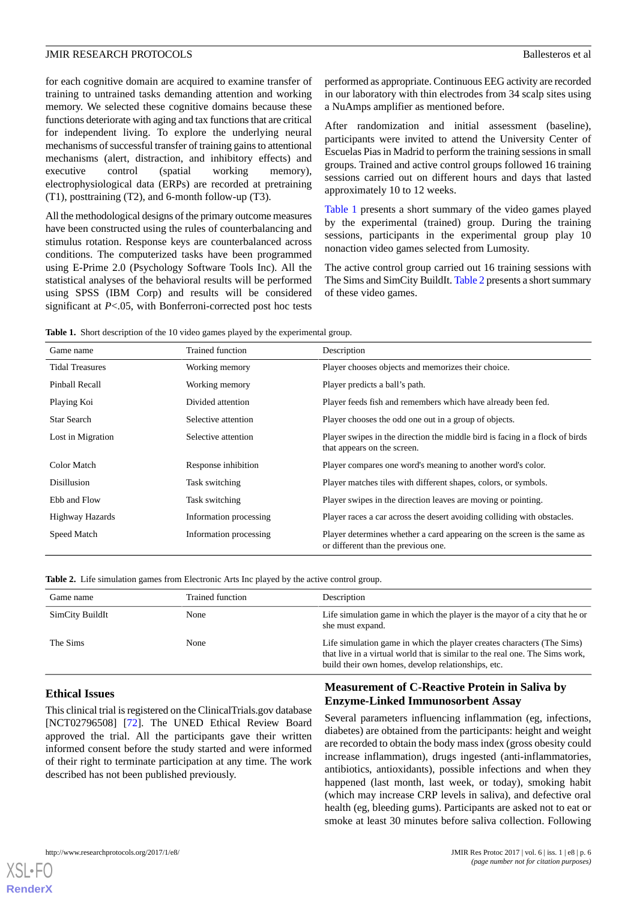for each cognitive domain are acquired to examine transfer of training to untrained tasks demanding attention and working memory. We selected these cognitive domains because these functions deteriorate with aging and tax functions that are critical for independent living. To explore the underlying neural mechanisms of successful transfer of training gains to attentional mechanisms (alert, distraction, and inhibitory effects) and executive control (spatial working memory), electrophysiological data (ERPs) are recorded at pretraining (T1), posttraining (T2), and 6-month follow-up (T3).

All the methodological designs of the primary outcome measures have been constructed using the rules of counterbalancing and stimulus rotation. Response keys are counterbalanced across conditions. The computerized tasks have been programmed using E-Prime 2.0 (Psychology Software Tools Inc). All the statistical analyses of the behavioral results will be performed using SPSS (IBM Corp) and results will be considered significant at *P*<.05, with Bonferroni-corrected post hoc tests performed as appropriate. Continuous EEG activity are recorded in our laboratory with thin electrodes from 34 scalp sites using a NuAmps amplifier as mentioned before.

After randomization and initial assessment (baseline), participants were invited to attend the University Center of Escuelas Pias in Madrid to perform the training sessions in small groups. Trained and active control groups followed 16 training sessions carried out on different hours and days that lasted approximately 10 to 12 weeks.

Table 1 presents a short summary of the video games played by the experimental (trained) group. During the training sessions, participants in the experimental group play 10 nonaction video games selected from Lumosity.

The active control group carried out 16 training sessions with The Sims and SimCity BuildIt. Table 2 presents a short summary of these video games.

**Table 1.** Short description of the 10 video games played by the experimental group.

| Game name | Trained function | Description |
|---|---|---|
| Tidal Treasures | Working memory | Player chooses objects and memorizes their choice. |
| Pinball Recall | Working memory | Player predicts a ball's path. |
| Playing Koi | Divided attention | Player feeds fish and remembers which have already been fed. |
| Star Search | Selective attention | Player chooses the odd one out in a group of objects. |
| Lost in Migration | Selective attention | Player swipes in the direction the middle bird is facing in a flock of birds that appears on the screen. |
| Color Match | Response inhibition | Player compares one word's meaning to another word's color. |
| Disillusion | Task switching | Player matches tiles with different shapes, colors, or symbols. |
| Ebb and Flow | Task switching | Player swipes in the direction leaves are moving or pointing. |
| Highway Hazards | Information processing | Player races a car across the desert avoiding colliding with obstacles. |
| Speed Match | Information processing | Player determines whether a card appearing on the screen is the same as or different than the previous one. |

**Table 2.** Life simulation games from Electronic Arts Inc played by the active control group.

| Game name | Trained function | Description |
|---|---|---|
| SimCity BuildIt | None | Life simulation game in which the player is the mayor of a city that he or she must expand. |
| The Sims | None | Life simulation game in which the player creates characters (The Sims) that live in a virtual world that is similar to the real one. The Sims work, build their own homes, develop relationships, etc. |

## Ethical Issues

This clinical trial is registered on the ClinicalTrials.gov database [NCT02796508] [72]. The UNED Ethical Review Board approved the trial. All the participants gave their written informed consent before the study started and were informed of their right to terminate participation at any time. The work described has not been published previously.

## Measurement of C-Reactive Protein in Saliva by Enzyme-Linked Immunosorbent Assay

Several parameters influencing inflammation (eg, infections, diabetes) are obtained from the participants: height and weight are recorded to obtain the body mass index (gross obesity could increase inflammation), drugs ingested (anti-inflammatories, antibiotics, antioxidants), possible infections and when they happened (last month, last week, or today), smoking habit (which may increase CRP levels in saliva), and defective oral health (eg, bleeding gums). Participants are asked not to eat or smoke at least 30 minutes before saliva collection. Following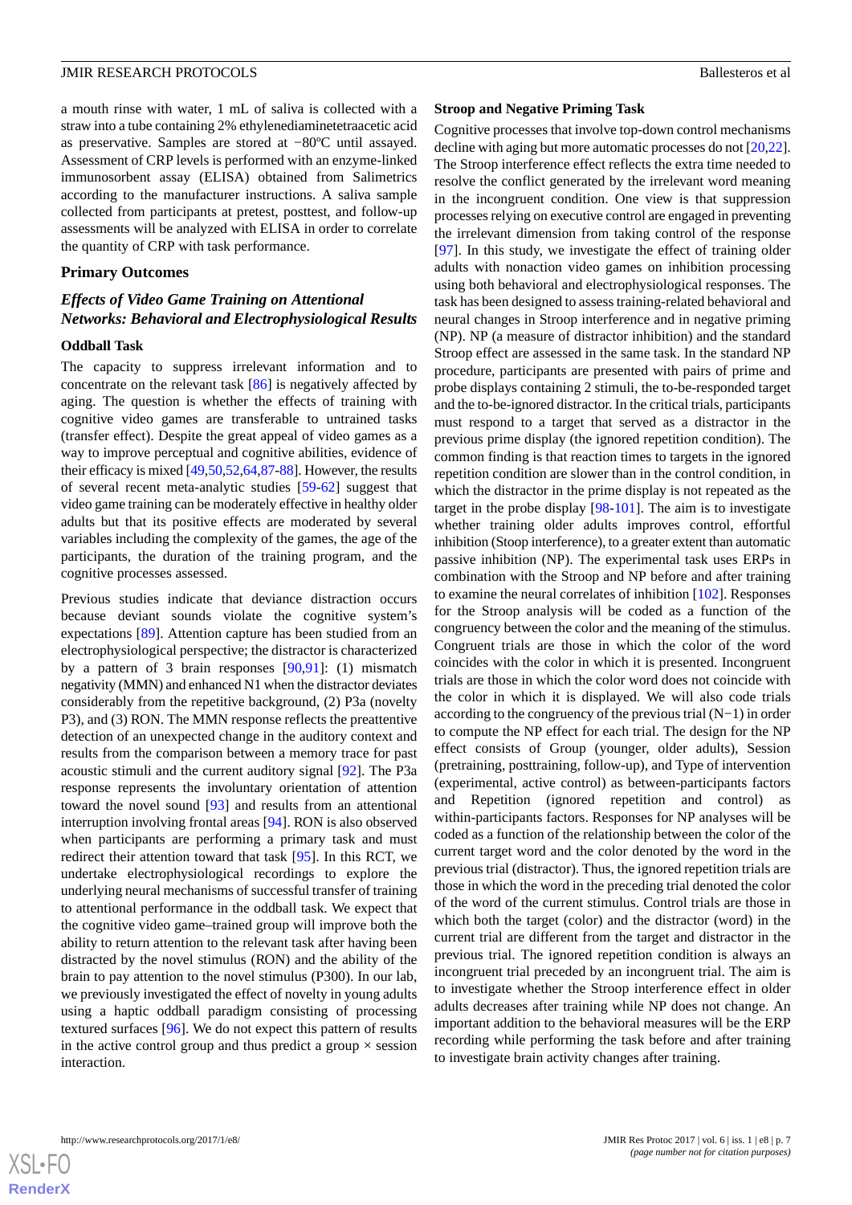a mouth rinse with water, 1 mL of saliva is collected with a straw into a tube containing 2% ethylenediaminetetraacetic acid as preservative. Samples are stored at −80ºC until assayed. Assessment of CRP levels is performed with an enzyme-linked immunosorbent assay (ELISA) obtained from Salimetrics according to the manufacturer instructions. A saliva sample collected from participants at pretest, posttest, and follow-up assessments will be analyzed with ELISA in order to correlate the quantity of CRP with task performance.

## Primary Outcomes

### *Effects of Video Game Training on Attentional Networks: Behavioral and Electrophysiological Results*

#### Oddball Task

The capacity to suppress irrelevant information and to concentrate on the relevant task [86] is negatively affected by aging. The question is whether the effects of training with cognitive video games are transferable to untrained tasks (transfer effect). Despite the great appeal of video games as a way to improve perceptual and cognitive abilities, evidence of their efficacy is mixed [49,50,52,64,87-88]. However, the results of several recent meta-analytic studies [59-62] suggest that video game training can be moderately effective in healthy older adults but that its positive effects are moderated by several variables including the complexity of the games, the age of the participants, the duration of the training program, and the cognitive processes assessed.

Previous studies indicate that deviance distraction occurs because deviant sounds violate the cognitive system's expectations [89]. Attention capture has been studied from an electrophysiological perspective; the distractor is characterized by a pattern of 3 brain responses [90,91]: (1) mismatch negativity (MMN) and enhanced N1 when the distractor deviates considerably from the repetitive background, (2) P3a (novelty P3), and (3) RON. The MMN response reflects the preattentive detection of an unexpected change in the auditory context and results from the comparison between a memory trace for past acoustic stimuli and the current auditory signal [92]. The P3a response represents the involuntary orientation of attention toward the novel sound [93] and results from an attentional interruption involving frontal areas [94]. RON is also observed when participants are performing a primary task and must redirect their attention toward that task [95]. In this RCT, we undertake electrophysiological recordings to explore the underlying neural mechanisms of successful transfer of training to attentional performance in the oddball task. We expect that the cognitive video game–trained group will improve both the ability to return attention to the relevant task after having been distracted by the novel stimulus (RON) and the ability of the brain to pay attention to the novel stimulus (P300). In our lab, we previously investigated the effect of novelty in young adults using a haptic oddball paradigm consisting of processing textured surfaces [96]. We do not expect this pattern of results in the active control group and thus predict a group × session interaction.

#### Stroop and Negative Priming Task

Cognitive processes that involve top-down control mechanisms decline with aging but more automatic processes do not [20,22]. The Stroop interference effect reflects the extra time needed to resolve the conflict generated by the irrelevant word meaning in the incongruent condition. One view is that suppression processes relying on executive control are engaged in preventing the irrelevant dimension from taking control of the response [97]. In this study, we investigate the effect of training older adults with nonaction video games on inhibition processing using both behavioral and electrophysiological responses. The task has been designed to assess training-related behavioral and neural changes in Stroop interference and in negative priming (NP). NP (a measure of distractor inhibition) and the standard Stroop effect are assessed in the same task. In the standard NP procedure, participants are presented with pairs of prime and probe displays containing 2 stimuli, the to-be-responded target and the to-be-ignored distractor. In the critical trials, participants must respond to a target that served as a distractor in the previous prime display (the ignored repetition condition). The common finding is that reaction times to targets in the ignored repetition condition are slower than in the control condition, in which the distractor in the prime display is not repeated as the target in the probe display [98-101]. The aim is to investigate whether training older adults improves control, effortful inhibition (Stoop interference), to a greater extent than automatic passive inhibition (NP). The experimental task uses ERPs in combination with the Stroop and NP before and after training to examine the neural correlates of inhibition [102]. Responses for the Stroop analysis will be coded as a function of the congruency between the color and the meaning of the stimulus. Congruent trials are those in which the color of the word coincides with the color in which it is presented. Incongruent trials are those in which the color word does not coincide with the color in which it is displayed. We will also code trials according to the congruency of the previous trial (N−1) in order to compute the NP effect for each trial. The design for the NP effect consists of Group (younger, older adults), Session (pretraining, posttraining, follow-up), and Type of intervention (experimental, active control) as between-participants factors and Repetition (ignored repetition and control) as within-participants factors. Responses for NP analyses will be coded as a function of the relationship between the color of the current target word and the color denoted by the word in the previous trial (distractor). Thus, the ignored repetition trials are those in which the word in the preceding trial denoted the color of the word of the current stimulus. Control trials are those in which both the target (color) and the distractor (word) in the current trial are different from the target and distractor in the previous trial. The ignored repetition condition is always an incongruent trial preceded by an incongruent trial. The aim is to investigate whether the Stroop interference effect in older adults decreases after training while NP does not change. An important addition to the behavioral measures will be the ERP recording while performing the task before and after training to investigate brain activity changes after training.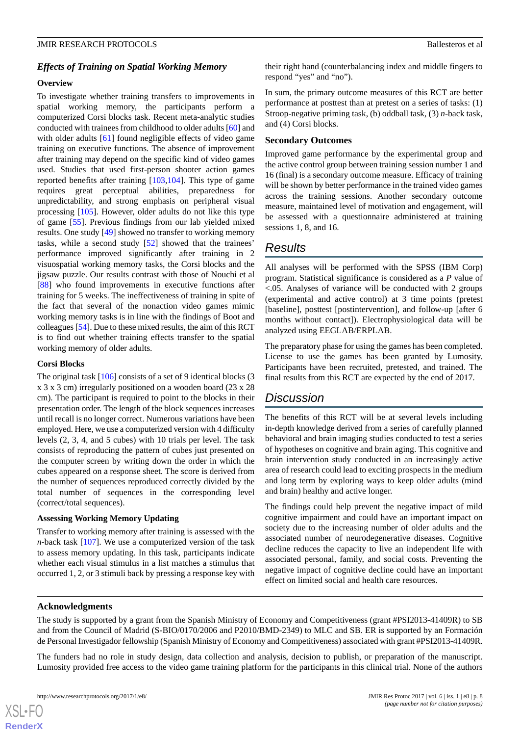### Effects of Training on Spatial Working Memory

#### Overview

To investigate whether training transfers to improvements in spatial working memory, the participants perform a computerized Corsi blocks task. Recent meta-analytic studies conducted with trainees from childhood to older adults [60] and with older adults [61] found negligible effects of video game training on executive functions. The absence of improvement after training may depend on the specific kind of video games used. Studies that used first-person shooter action games reported benefits after training [103,104]. This type of game requires great perceptual abilities, preparedness for unpredictability, and strong emphasis on peripheral visual processing [105]. However, older adults do not like this type of game [55]. Previous findings from our lab yielded mixed results. One study [49] showed no transfer to working memory tasks, while a second study [52] showed that the trainees' performance improved significantly after training in 2 visuospatial working memory tasks, the Corsi blocks and the jigsaw puzzle. Our results contrast with those of Nouchi et al [88] who found improvements in executive functions after training for 5 weeks. The ineffectiveness of training in spite of the fact that several of the nonaction video games mimic working memory tasks is in line with the findings of Boot and colleagues [54]. Due to these mixed results, the aim of this RCT is to find out whether training effects transfer to the spatial working memory of older adults.

#### Corsi Blocks

The original task [106] consists of a set of 9 identical blocks (3 x 3 x 3 cm) irregularly positioned on a wooden board (23 x 28 cm). The participant is required to point to the blocks in their presentation order. The length of the block sequences increases until recall is no longer correct. Numerous variations have been employed. Here, we use a computerized version with 4 difficulty levels (2, 3, 4, and 5 cubes) with 10 trials per level. The task consists of reproducing the pattern of cubes just presented on the computer screen by writing down the order in which the cubes appeared on a response sheet. The score is derived from the number of sequences reproduced correctly divided by the total number of sequences in the corresponding level (correct/total sequences).

#### Assessing Working Memory Updating

Transfer to working memory after training is assessed with the *n*-back task [107]. We use a computerized version of the task to assess memory updating. In this task, participants indicate whether each visual stimulus in a list matches a stimulus that occurred 1, 2, or 3 stimuli back by pressing a response key with their right hand (counterbalancing index and middle fingers to respond "yes" and "no").

In sum, the primary outcome measures of this RCT are better performance at posttest than at pretest on a series of tasks: (1) Stroop-negative priming task, (b) oddball task, (3) *n*-back task, and (4) Corsi blocks.

### Secondary Outcomes

Improved game performance by the experimental group and the active control group between training session number 1 and 16 (final) is a secondary outcome measure. Efficacy of training will be shown by better performance in the trained video games across the training sessions. Another secondary outcome measure, maintained level of motivation and engagement, will be assessed with a questionnaire administered at training sessions 1, 8, and 16.

## Results

All analyses will be performed with the SPSS (IBM Corp) program. Statistical significance is considered as a *P* value of <.05. Analyses of variance will be conducted with 2 groups (experimental and active control) at 3 time points (pretest [baseline], posttest [postintervention], and follow-up [after 6 months without contact]). Electrophysiological data will be analyzed using EEGLAB/ERPLAB.

The preparatory phase for using the games has been completed. License to use the games has been granted by Lumosity. Participants have been recruited, pretested, and trained. The final results from this RCT are expected by the end of 2017.

## Discussion

The benefits of this RCT will be at several levels including in-depth knowledge derived from a series of carefully planned behavioral and brain imaging studies conducted to test a series of hypotheses on cognitive and brain aging. This cognitive and brain intervention study conducted in an increasingly active area of research could lead to exciting prospects in the medium and long term by exploring ways to keep older adults (mind and brain) healthy and active longer.

The findings could help prevent the negative impact of mild cognitive impairment and could have an important impact on society due to the increasing number of older adults and the associated number of neurodegenerative diseases. Cognitive decline reduces the capacity to live an independent life with associated personal, family, and social costs. Preventing the negative impact of cognitive decline could have an important effect on limited social and health care resources.

### Acknowledgments

The study is supported by a grant from the Spanish Ministry of Economy and Competitiveness (grant #PSI2013-41409R) to SB and from the Council of Madrid (S-BIO/0170/2006 and P2010/BMD-2349) to MLC and SB. ER is supported by an Formación de Personal Investigador fellowship (Spanish Ministry of Economy and Competitiveness) associated with grant #PSI2013-41409R.

The funders had no role in study design, data collection and analysis, decision to publish, or preparation of the manuscript. Lumosity provided free access to the video game training platform for the participants in this clinical trial. None of the authors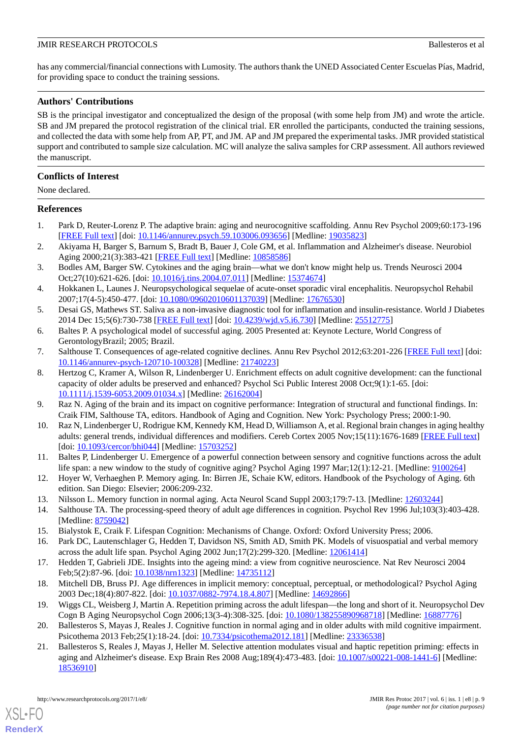has any commercial/financial connections with Lumosity. The authors thank the UNED Associated Center Escuelas Pías, Madrid, for providing space to conduct the training sessions.

## Authors' Contributions

SB is the principal investigator and conceptualized the design of the proposal (with some help from JM) and wrote the article. SB and JM prepared the protocol registration of the clinical trial. ER enrolled the participants, conducted the training sessions, and collected the data with some help from AP, PT, and JM. AP and JM prepared the experimental tasks. JMR provided statistical support and contributed to sample size calculation. MC will analyze the saliva samples for CRP assessment. All authors reviewed the manuscript.

## Conflicts of Interest

None declared.

## References

1. Park D, Reuter-Lorenz P. The adaptive brain: aging and neurocognitive scaffolding. Annu Rev Psychol 2009;60:173-196 [FREE Full text] [doi: 10.1146/annurev.psych.59.103006.093656] [Medline: 19035823]
2. Akiyama H, Barger S, Barnum S, Bradt B, Bauer J, Cole GM, et al. Inflammation and Alzheimer's disease. Neurobiol Aging 2000;21(3):383-421 [FREE Full text] [Medline: 10858586]
3. Bodles AM, Barger SW. Cytokines and the aging brain—what we don't know might help us. Trends Neurosci 2004 Oct;27(10):621-626. [doi: 10.1016/j.tins.2004.07.011] [Medline: 15374674]
4. Hokkanen L, Launes J. Neuropsychological sequelae of acute-onset sporadic viral encephalitis. Neuropsychol Rehabil 2007;17(4-5):450-477. [doi: 10.1080/09602010601137039] [Medline: 17676530]
5. Desai GS, Mathews ST. Saliva as a non-invasive diagnostic tool for inflammation and insulin-resistance. World J Diabetes 2014 Dec 15;5(6):730-738 [FREE Full text] [doi: 10.4239/wjd.v5.i6.730] [Medline: 25512775]
6. Baltes P. A psychological model of successful aging. 2005 Presented at: Keynote Lecture, World Congress of GerontologyBrazil; 2005; Brazil.
7. Salthouse T. Consequences of age-related cognitive declines. Annu Rev Psychol 2012;63:201-226 [FREE Full text] [doi: 10.1146/annurev-psych-120710-100328] [Medline: 21740223]
8. Hertzog C, Kramer A, Wilson R, Lindenberger U. Enrichment effects on adult cognitive development: can the functional capacity of older adults be preserved and enhanced? Psychol Sci Public Interest 2008 Oct;9(1):1-65. [doi: 10.1111/j.1539-6053.2009.01034.x] [Medline: 26162004]
9. Raz N. Aging of the brain and its impact on cognitive performance: Integration of structural and functional findings. In: Craik FIM, Salthouse TA, editors. Handbook of Aging and Cognition. New York: Psychology Press; 2000:1-90.
10. Raz N, Lindenberger U, Rodrigue KM, Kennedy KM, Head D, Williamson A, et al. Regional brain changes in aging healthy adults: general trends, individual differences and modifiers. Cereb Cortex 2005 Nov;15(11):1676-1689 [FREE Full text] [doi: 10.1093/cercor/bhi044] [Medline: 15703252]
11. Baltes P, Lindenberger U. Emergence of a powerful connection between sensory and cognitive functions across the adult life span: a new window to the study of cognitive aging? Psychol Aging 1997 Mar;12(1):12-21. [Medline: 9100264]
12. Hoyer W, Verhaeghen P. Memory aging. In: Birren JE, Schaie KW, editors. Handbook of the Psychology of Aging. 6th edition. San Diego: Elsevier; 2006:209-232.
13. Nilsson L. Memory function in normal aging. Acta Neurol Scand Suppl 2003;179:7-13. [Medline: 12603244]
14. Salthouse TA. The processing-speed theory of adult age differences in cognition. Psychol Rev 1996 Jul;103(3):403-428. [Medline: 8759042]
15. Bialystok E, Craik F. Lifespan Cognition: Mechanisms of Change. Oxford: Oxford University Press; 2006.
16. Park DC, Lautenschlager G, Hedden T, Davidson NS, Smith AD, Smith PK. Models of visuospatial and verbal memory across the adult life span. Psychol Aging 2002 Jun;17(2):299-320. [Medline: 12061414]
17. Hedden T, Gabrieli JDE. Insights into the ageing mind: a view from cognitive neuroscience. Nat Rev Neurosci 2004 Feb;5(2):87-96. [doi: 10.1038/nrn1323] [Medline: 14735112]
18. Mitchell DB, Bruss PJ. Age differences in implicit memory: conceptual, perceptual, or methodological? Psychol Aging 2003 Dec;18(4):807-822. [doi: 10.1037/0882-7974.18.4.807] [Medline: 14692866]
19. Wiggs CL, Weisberg J, Martin A. Repetition priming across the adult lifespan—the long and short of it. Neuropsychol Dev Cogn B Aging Neuropsychol Cogn 2006;13(3-4):308-325. [doi: 10.1080/138255890968718] [Medline: 16887776]
20. Ballesteros S, Mayas J, Reales J. Cognitive function in normal aging and in older adults with mild cognitive impairment. Psicothema 2013 Feb;25(1):18-24. [doi: 10.7334/psicothema2012.181] [Medline: 23336538]
21. Ballesteros S, Reales J, Mayas J, Heller M. Selective attention modulates visual and haptic repetition priming: effects in aging and Alzheimer's disease. Exp Brain Res 2008 Aug;189(4):473-483. [doi: 10.1007/s00221-008-1441-6] [Medline: 18536910]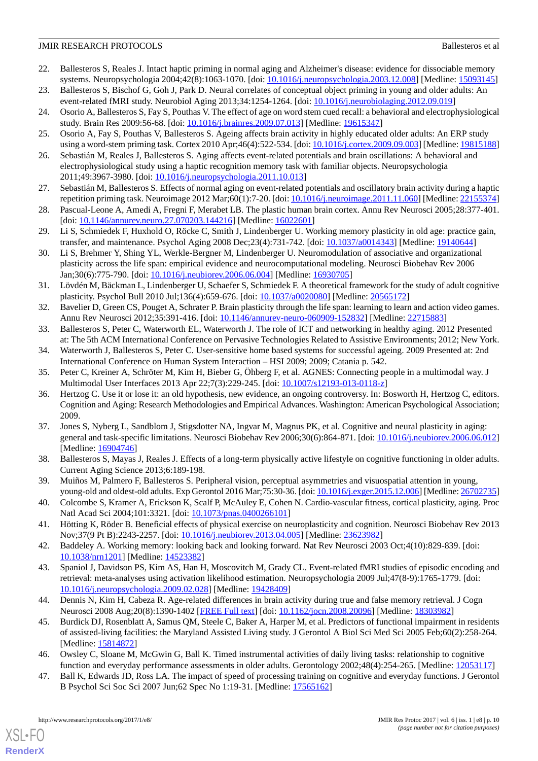22. Ballesteros S, Reales J. Intact haptic priming in normal aging and Alzheimer's disease: evidence for dissociable memory systems. Neuropsychologia 2004;42(8):1063-1070. [doi: 10.1016/j.neuropsychologia.2003.12.008] [Medline: 15093145]
23. Ballesteros S, Bischof G, Goh J, Park D. Neural correlates of conceptual object priming in young and older adults: An event-related fMRI study. Neurobiol Aging 2013;34:1254-1264. [doi: 10.1016/j.neurobiolaging.2012.09.019]
24. Osorio A, Ballesteros S, Fay S, Pouthas V. The effect of age on word stem cued recall: a behavioral and electrophysiological study. Brain Res 2009:56-68. [doi: 10.1016/j.brainres.2009.07.013] [Medline: 19615347]
25. Osorio A, Fay S, Pouthas V, Ballesteros S. Ageing affects brain activity in highly educated older adults: An ERP study using a word-stem priming task. Cortex 2010 Apr;46(4):522-534. [doi: 10.1016/j.cortex.2009.09.003] [Medline: 19815188]
26. Sebastián M, Reales J, Ballesteros S. Aging affects event-related potentials and brain oscillations: A behavioral and electrophysiological study using a haptic recognition memory task with familiar objects. Neuropsychologia 2011;49:3967-3980. [doi: 10.1016/j.neuropsychologia.2011.10.013]
27. Sebastián M, Ballesteros S. Effects of normal aging on event-related potentials and oscillatory brain activity during a haptic repetition priming task. Neuroimage 2012 Mar;60(1):7-20. [doi: 10.1016/j.neuroimage.2011.11.060] [Medline: 22155374]
28. Pascual-Leone A, Amedi A, Fregni F, Merabet LB. The plastic human brain cortex. Annu Rev Neurosci 2005;28:377-401. [doi: 10.1146/annurev.neuro.27.070203.144216] [Medline: 16022601]
29. Li S, Schmiedek F, Huxhold O, Röcke C, Smith J, Lindenberger U. Working memory plasticity in old age: practice gain, transfer, and maintenance. Psychol Aging 2008 Dec;23(4):731-742. [doi: 10.1037/a0014343] [Medline: 19140644]
30. Li S, Brehmer Y, Shing YL, Werkle-Bergner M, Lindenberger U. Neuromodulation of associative and organizational plasticity across the life span: empirical evidence and neurocomputational modeling. Neurosci Biobehav Rev 2006 Jan;30(6):775-790. [doi: 10.1016/j.neubiorev.2006.06.004] [Medline: 16930705]
31. Lövdén M, Bäckman L, Lindenberger U, Schaefer S, Schmiedek F. A theoretical framework for the study of adult cognitive plasticity. Psychol Bull 2010 Jul;136(4):659-676. [doi: 10.1037/a0020080] [Medline: 20565172]
32. Bavelier D, Green CS, Pouget A, Schrater P. Brain plasticity through the life span: learning to learn and action video games. Annu Rev Neurosci 2012;35:391-416. [doi: 10.1146/annurev-neuro-060909-152832] [Medline: 22715883]
33. Ballesteros S, Peter C, Waterworth EL, Waterworth J. The role of ICT and networking in healthy aging. 2012 Presented at: The 5th ACM International Conference on Pervasive Technologies Related to Assistive Environments; 2012; New York.
34. Waterworth J, Ballesteros S, Peter C. User-sensitive home based systems for successful ageing. 2009 Presented at: 2nd International Conference on Human System Interaction – HSI 2009; 2009; Catania p. 542.
35. Peter C, Kreiner A, Schröter M, Kim H, Bieber G, Öhberg F, et al. AGNES: Connecting people in a multimodal way. J Multimodal User Interfaces 2013 Apr 22;7(3):229-245. [doi: 10.1007/s12193-013-0118-z]
36. Hertzog C. Use it or lose it: an old hypothesis, new evidence, an ongoing controversy. In: Bosworth H, Hertzog C, editors. Cognition and Aging: Research Methodologies and Empirical Advances. Washington: American Psychological Association; 2009.
37. Jones S, Nyberg L, Sandblom J, Stigsdotter NA, Ingvar M, Magnus PK, et al. Cognitive and neural plasticity in aging: general and task-specific limitations. Neurosci Biobehav Rev 2006;30(6):864-871. [doi: 10.1016/j.neubiorev.2006.06.012] [Medline: 16904746]
38. Ballesteros S, Mayas J, Reales J. Effects of a long-term physically active lifestyle on cognitive functioning in older adults. Current Aging Science 2013;6:189-198.
39. Muiños M, Palmero F, Ballesteros S. Peripheral vision, perceptual asymmetries and visuospatial attention in young, young-old and oldest-old adults. Exp Gerontol 2016 Mar;75:30-36. [doi: 10.1016/j.exger.2015.12.006] [Medline: 26702735]
40. Colcombe S, Kramer A, Erickson K, Scalf P, McAuley E, Cohen N. Cardio-vascular fitness, cortical plasticity, aging. Proc Natl Acad Sci 2004;101:3321. [doi: 10.1073/pnas.0400266101]
41. Hötting K, Röder B. Beneficial effects of physical exercise on neuroplasticity and cognition. Neurosci Biobehav Rev 2013 Nov;37(9 Pt B):2243-2257. [doi: 10.1016/j.neubiorev.2013.04.005] [Medline: 23623982]
42. Baddeley A. Working memory: looking back and looking forward. Nat Rev Neurosci 2003 Oct;4(10):829-839. [doi: 10.1038/nrn1201] [Medline: 14523382]
43. Spaniol J, Davidson PS, Kim AS, Han H, Moscovitch M, Grady CL. Event-related fMRI studies of episodic encoding and retrieval: meta-analyses using activation likelihood estimation. Neuropsychologia 2009 Jul;47(8-9):1765-1779. [doi: 10.1016/j.neuropsychologia.2009.02.028] [Medline: 19428409]
44. Dennis N, Kim H, Cabeza R. Age-related differences in brain activity during true and false memory retrieval. J Cogn Neurosci 2008 Aug;20(8):1390-1402 [FREE Full text] [doi: 10.1162/jocn.2008.20096] [Medline: 18303982]
45. Burdick DJ, Rosenblatt A, Samus QM, Steele C, Baker A, Harper M, et al. Predictors of functional impairment in residents of assisted-living facilities: the Maryland Assisted Living study. J Gerontol A Biol Sci Med Sci 2005 Feb;60(2):258-264. [Medline: 15814872]
46. Owsley C, Sloane M, McGwin G, Ball K. Timed instrumental activities of daily living tasks: relationship to cognitive function and everyday performance assessments in older adults. Gerontology 2002;48(4):254-265. [Medline: 12053117]
47. Ball K, Edwards JD, Ross LA. The impact of speed of processing training on cognitive and everyday functions. J Gerontol B Psychol Sci Soc Sci 2007 Jun;62 Spec No 1:19-31. [Medline: 17565162]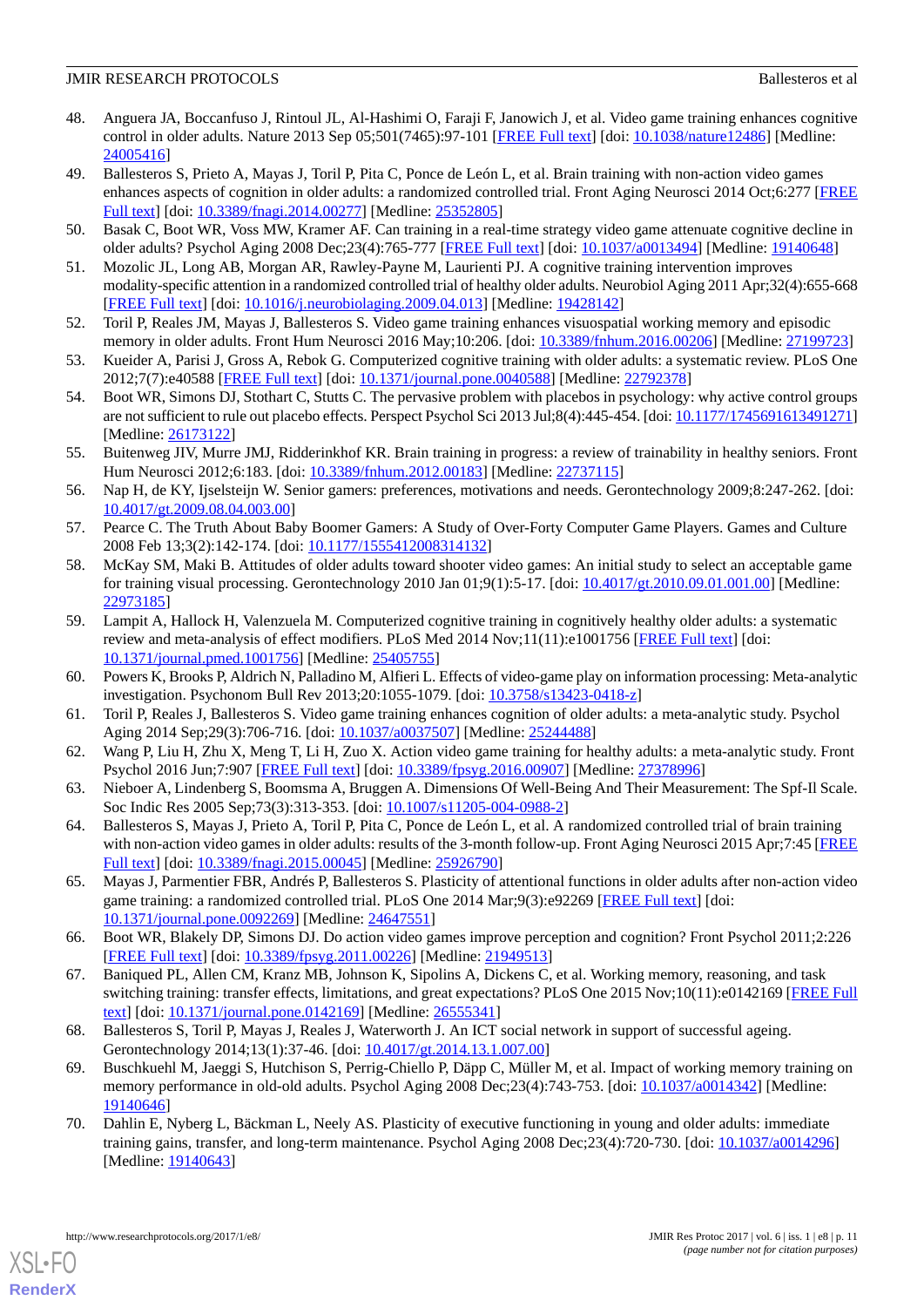48. Anguera JA, Boccanfuso J, Rintoul JL, Al-Hashimi O, Faraji F, Janowich J, et al. Video game training enhances cognitive control in older adults. Nature 2013 Sep 05;501(7465):97-101 [FREE Full text] [doi: 10.1038/nature12486] [Medline: 24005416]
49. Ballesteros S, Prieto A, Mayas J, Toril P, Pita C, Ponce de León L, et al. Brain training with non-action video games enhances aspects of cognition in older adults: a randomized controlled trial. Front Aging Neurosci 2014 Oct;6:277 [FREE Full text] [doi: 10.3389/fnagi.2014.00277] [Medline: 25352805]
50. Basak C, Boot WR, Voss MW, Kramer AF. Can training in a real-time strategy video game attenuate cognitive decline in older adults? Psychol Aging 2008 Dec;23(4):765-777 [FREE Full text] [doi: 10.1037/a0013494] [Medline: 19140648]
51. Mozolic JL, Long AB, Morgan AR, Rawley-Payne M, Laurienti PJ. A cognitive training intervention improves modality-specific attention in a randomized controlled trial of healthy older adults. Neurobiol Aging 2011 Apr;32(4):655-668 [FREE Full text] [doi: 10.1016/j.neurobiolaging.2009.04.013] [Medline: 19428142]
52. Toril P, Reales JM, Mayas J, Ballesteros S. Video game training enhances visuospatial working memory and episodic memory in older adults. Front Hum Neurosci 2016 May;10:206. [doi: 10.3389/fnhum.2016.00206] [Medline: 27199723]
53. Kueider A, Parisi J, Gross A, Rebok G. Computerized cognitive training with older adults: a systematic review. PLoS One 2012;7(7):e40588 [FREE Full text] [doi: 10.1371/journal.pone.0040588] [Medline: 22792378]
54. Boot WR, Simons DJ, Stothart C, Stutts C. The pervasive problem with placebos in psychology: why active control groups are not sufficient to rule out placebo effects. Perspect Psychol Sci 2013 Jul;8(4):445-454. [doi: 10.1177/1745691613491271] [Medline: 26173122]
55. Buitenweg JIV, Murre JMJ, Ridderinkhof KR. Brain training in progress: a review of trainability in healthy seniors. Front Hum Neurosci 2012;6:183. [doi: 10.3389/fnhum.2012.00183] [Medline: 22737115]
56. Nap H, de KY, Ijselsteijn W. Senior gamers: preferences, motivations and needs. Gerontechnology 2009;8:247-262. [doi: 10.4017/gt.2009.08.04.003.00]
57. Pearce C. The Truth About Baby Boomer Gamers: A Study of Over-Forty Computer Game Players. Games and Culture 2008 Feb 13;3(2):142-174. [doi: 10.1177/1555412008314132]
58. McKay SM, Maki B. Attitudes of older adults toward shooter video games: An initial study to select an acceptable game for training visual processing. Gerontechnology 2010 Jan 01;9(1):5-17. [doi: 10.4017/gt.2010.09.01.001.00] [Medline: 22973185]
59. Lampit A, Hallock H, Valenzuela M. Computerized cognitive training in cognitively healthy older adults: a systematic review and meta-analysis of effect modifiers. PLoS Med 2014 Nov;11(11):e1001756 [FREE Full text] [doi: 10.1371/journal.pmed.1001756] [Medline: 25405755]
60. Powers K, Brooks P, Aldrich N, Palladino M, Alfieri L. Effects of video-game play on information processing: Meta-analytic investigation. Psychonom Bull Rev 2013;20:1055-1079. [doi: 10.3758/s13423-0418-z]
61. Toril P, Reales J, Ballesteros S. Video game training enhances cognition of older adults: a meta-analytic study. Psychol Aging 2014 Sep;29(3):706-716. [doi: 10.1037/a0037507] [Medline: 25244488]
62. Wang P, Liu H, Zhu X, Meng T, Li H, Zuo X. Action video game training for healthy adults: a meta-analytic study. Front Psychol 2016 Jun;7:907 [FREE Full text] [doi: 10.3389/fpsyg.2016.00907] [Medline: 27378996]
63. Nieboer A, Lindenberg S, Boomsma A, Bruggen A. Dimensions Of Well-Being And Their Measurement: The Spf-Il Scale. Soc Indic Res 2005 Sep;73(3):313-353. [doi: 10.1007/s11205-004-0988-2]
64. Ballesteros S, Mayas J, Prieto A, Toril P, Pita C, Ponce de León L, et al. A randomized controlled trial of brain training with non-action video games in older adults: results of the 3-month follow-up. Front Aging Neurosci 2015 Apr;7:45 [FREE Full text] [doi: 10.3389/fnagi.2015.00045] [Medline: 25926790]
65. Mayas J, Parmentier FBR, Andrés P, Ballesteros S. Plasticity of attentional functions in older adults after non-action video game training: a randomized controlled trial. PLoS One 2014 Mar;9(3):e92269 [FREE Full text] [doi: 10.1371/journal.pone.0092269] [Medline: 24647551]
66. Boot WR, Blakely DP, Simons DJ. Do action video games improve perception and cognition? Front Psychol 2011;2:226 [FREE Full text] [doi: 10.3389/fpsyg.2011.00226] [Medline: 21949513]
67. Baniqued PL, Allen CM, Kranz MB, Johnson K, Sipolins A, Dickens C, et al. Working memory, reasoning, and task switching training: transfer effects, limitations, and great expectations? PLoS One 2015 Nov;10(11):e0142169 [FREE Full text] [doi: 10.1371/journal.pone.0142169] [Medline: 26555341]
68. Ballesteros S, Toril P, Mayas J, Reales J, Waterworth J. An ICT social network in support of successful ageing. Gerontechnology 2014;13(1):37-46. [doi: 10.4017/gt.2014.13.1.007.00]
69. Buschkuehl M, Jaeggi S, Hutchison S, Perrig-Chiello P, Däpp C, Müller M, et al. Impact of working memory training on memory performance in old-old adults. Psychol Aging 2008 Dec;23(4):743-753. [doi: 10.1037/a0014342] [Medline: 19140646]
70. Dahlin E, Nyberg L, Bäckman L, Neely AS. Plasticity of executive functioning in young and older adults: immediate training gains, transfer, and long-term maintenance. Psychol Aging 2008 Dec;23(4):720-730. [doi: 10.1037/a0014296] [Medline: 19140643]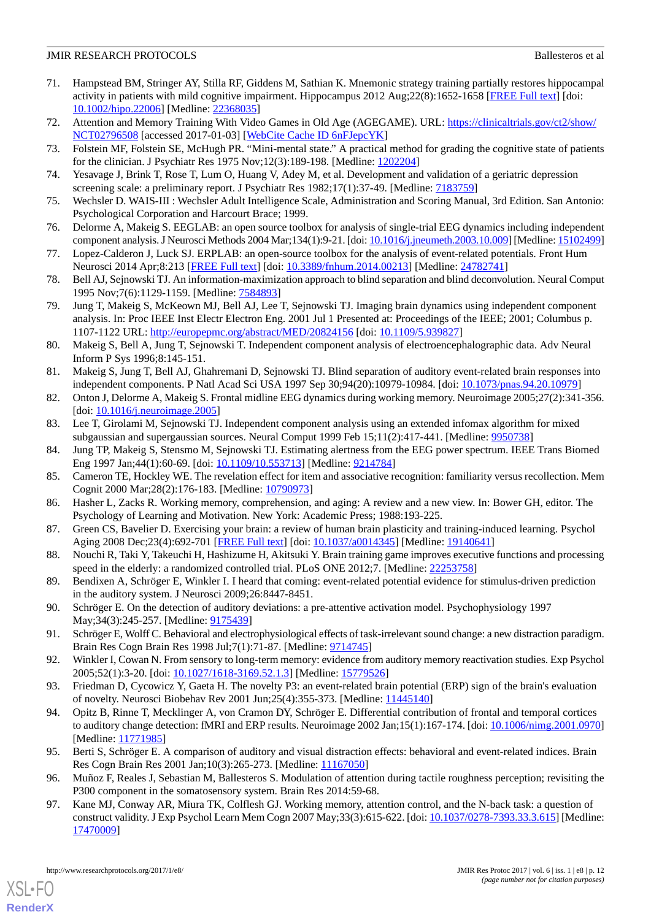71. Hampstead BM, Stringer AY, Stilla RF, Giddens M, Sathian K. Mnemonic strategy training partially restores hippocampal activity in patients with mild cognitive impairment. Hippocampus 2012 Aug;22(8):1652-1658 [FREE Full text] [doi: 10.1002/hipo.22006] [Medline: 22368035]
72. Attention and Memory Training With Video Games in Old Age (AGEGAME). URL: https://clinicaltrials.gov/ct2/show/NCT02796508 [accessed 2017-01-03] [WebCite Cache ID 6nFJepcYK]
73. Folstein MF, Folstein SE, McHugh PR. "Mini-mental state." A practical method for grading the cognitive state of patients for the clinician. J Psychiatr Res 1975 Nov;12(3):189-198. [Medline: 1202204]
74. Yesavage J, Brink T, Rose T, Lum O, Huang V, Adey M, et al. Development and validation of a geriatric depression screening scale: a preliminary report. J Psychiatr Res 1982;17(1):37-49. [Medline: 7183759]
75. Wechsler D. WAIS-III : Wechsler Adult Intelligence Scale, Administration and Scoring Manual, 3rd Edition. San Antonio: Psychological Corporation and Harcourt Brace; 1999.
76. Delorme A, Makeig S. EEGLAB: an open source toolbox for analysis of single-trial EEG dynamics including independent component analysis. J Neurosci Methods 2004 Mar;134(1):9-21. [doi: 10.1016/j.jneumeth.2003.10.009] [Medline: 15102499]
77. Lopez-Calderon J, Luck SJ. ERPLAB: an open-source toolbox for the analysis of event-related potentials. Front Hum Neurosci 2014 Apr;8:213 [FREE Full text] [doi: 10.3389/fnhum.2014.00213] [Medline: 24782741]
78. Bell AJ, Sejnowski TJ. An information-maximization approach to blind separation and blind deconvolution. Neural Comput 1995 Nov;7(6):1129-1159. [Medline: 7584893]
79. Jung T, Makeig S, McKeown MJ, Bell AJ, Lee T, Sejnowski TJ. Imaging brain dynamics using independent component analysis. In: Proc IEEE Inst Electr Electron Eng. 2001 Jul 1 Presented at: Proceedings of the IEEE; 2001; Columbus p. 1107-1122 URL: http://europepmc.org/abstract/MED/20824156 [doi: 10.1109/5.939827]
80. Makeig S, Bell A, Jung T, Sejnowski T. Independent component analysis of electroencephalographic data. Adv Neural Inform P Sys 1996;8:145-151.
81. Makeig S, Jung T, Bell AJ, Ghahremani D, Sejnowski TJ. Blind separation of auditory event-related brain responses into independent components. P Natl Acad Sci USA 1997 Sep 30;94(20):10979-10984. [doi: 10.1073/pnas.94.20.10979]
82. Onton J, Delorme A, Makeig S. Frontal midline EEG dynamics during working memory. Neuroimage 2005;27(2):341-356. [doi: 10.1016/j.neuroimage.2005]
83. Lee T, Girolami M, Sejnowski TJ. Independent component analysis using an extended infomax algorithm for mixed subgaussian and supergaussian sources. Neural Comput 1999 Feb 15;11(2):417-441. [Medline: 9950738]
84. Jung TP, Makeig S, Stensmo M, Sejnowski TJ. Estimating alertness from the EEG power spectrum. IEEE Trans Biomed Eng 1997 Jan;44(1):60-69. [doi: 10.1109/10.553713] [Medline: 9214784]
85. Cameron TE, Hockley WE. The revelation effect for item and associative recognition: familiarity versus recollection. Mem Cognit 2000 Mar;28(2):176-183. [Medline: 10790973]
86. Hasher L, Zacks R. Working memory, comprehension, and aging: A review and a new view. In: Bower GH, editor. The Psychology of Learning and Motivation. New York: Academic Press; 1988:193-225.
87. Green CS, Bavelier D. Exercising your brain: a review of human brain plasticity and training-induced learning. Psychol Aging 2008 Dec;23(4):692-701 [FREE Full text] [doi: 10.1037/a0014345] [Medline: 19140641]
88. Nouchi R, Taki Y, Takeuchi H, Hashizume H, Akitsuki Y. Brain training game improves executive functions and processing speed in the elderly: a randomized controlled trial. PLoS ONE 2012;7. [Medline: 22253758]
89. Bendixen A, Schröger E, Winkler I. I heard that coming: event-related potential evidence for stimulus-driven prediction in the auditory system. J Neurosci 2009;26:8447-8451.
90. Schröger E. On the detection of auditory deviations: a pre-attentive activation model. Psychophysiology 1997 May;34(3):245-257. [Medline: 9175439]
91. Schröger E, Wolff C. Behavioral and electrophysiological effects of task-irrelevant sound change: a new distraction paradigm. Brain Res Cogn Brain Res 1998 Jul;7(1):71-87. [Medline: 9714745]
92. Winkler I, Cowan N. From sensory to long-term memory: evidence from auditory memory reactivation studies. Exp Psychol 2005;52(1):3-20. [doi: 10.1027/1618-3169.52.1.3] [Medline: 15779526]
93. Friedman D, Cycowicz Y, Gaeta H. The novelty P3: an event-related brain potential (ERP) sign of the brain's evaluation of novelty. Neurosci Biobehav Rev 2001 Jun;25(4):355-373. [Medline: 11445140]
94. Opitz B, Rinne T, Mecklinger A, von Cramon DY, Schröger E. Differential contribution of frontal and temporal cortices to auditory change detection: fMRI and ERP results. Neuroimage 2002 Jan;15(1):167-174. [doi: 10.1006/nimg.2001.0970] [Medline: 11771985]
95. Berti S, Schröger E. A comparison of auditory and visual distraction effects: behavioral and event-related indices. Brain Res Cogn Brain Res 2001 Jan;10(3):265-273. [Medline: 11167050]
96. Muñoz F, Reales J, Sebastian M, Ballesteros S. Modulation of attention during tactile roughness perception; revisiting the P300 component in the somatosensory system. Brain Res 2014:59-68.
97. Kane MJ, Conway AR, Miura TK, Colflesh GJ. Working memory, attention control, and the N-back task: a question of construct validity. J Exp Psychol Learn Mem Cogn 2007 May;33(3):615-622. [doi: 10.1037/0278-7393.33.3.615] [Medline: 17470009]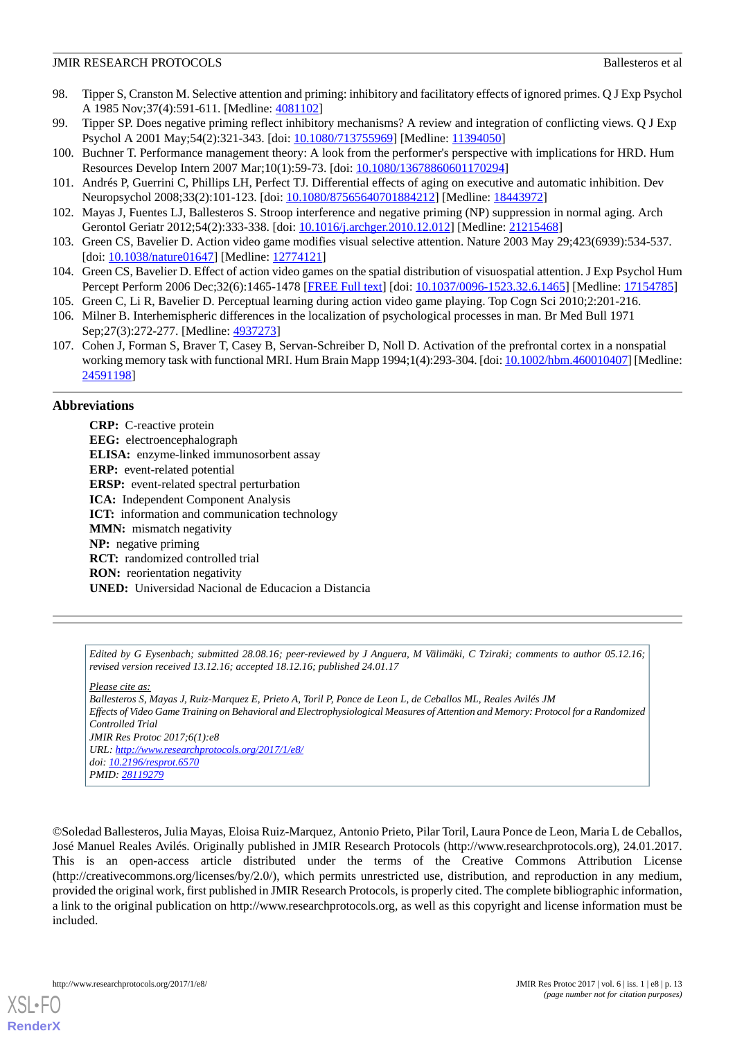98. Tipper S, Cranston M. Selective attention and priming: inhibitory and facilitatory effects of ignored primes. Q J Exp Psychol A 1985 Nov;37(4):591-611. [Medline: 4081102]
99. Tipper SP. Does negative priming reflect inhibitory mechanisms? A review and integration of conflicting views. Q J Exp Psychol A 2001 May;54(2):321-343. [doi: 10.1080/713755969] [Medline: 11394050]
100. Buchner T. Performance management theory: A look from the performer's perspective with implications for HRD. Hum Resources Develop Intern 2007 Mar;10(1):59-73. [doi: 10.1080/13678860601170294]
101. Andrés P, Guerrini C, Phillips LH, Perfect TJ. Differential effects of aging on executive and automatic inhibition. Dev Neuropsychol 2008;33(2):101-123. [doi: 10.1080/87565640701884212] [Medline: 18443972]
102. Mayas J, Fuentes LJ, Ballesteros S. Stroop interference and negative priming (NP) suppression in normal aging. Arch Gerontol Geriatr 2012;54(2):333-338. [doi: 10.1016/j.archger.2010.12.012] [Medline: 21215468]
103. Green CS, Bavelier D. Action video game modifies visual selective attention. Nature 2003 May 29;423(6939):534-537. [doi: 10.1038/nature01647] [Medline: 12774121]
104. Green CS, Bavelier D. Effect of action video games on the spatial distribution of visuospatial attention. J Exp Psychol Hum Percept Perform 2006 Dec;32(6):1465-1478 [FREE Full text] [doi: 10.1037/0096-1523.32.6.1465] [Medline: 17154785]
105. Green C, Li R, Bavelier D. Perceptual learning during action video game playing. Top Cogn Sci 2010;2:201-216.
106. Milner B. Interhemispheric differences in the localization of psychological processes in man. Br Med Bull 1971 Sep;27(3):272-277. [Medline: 4937273]
107. Cohen J, Forman S, Braver T, Casey B, Servan-Schreiber D, Noll D. Activation of the prefrontal cortex in a nonspatial working memory task with functional MRI. Hum Brain Mapp 1994;1(4):293-304. [doi: 10.1002/hbm.460010407] [Medline: 24591198]

## Abbreviations

**CRP:** C-reactive protein
**EEG:** electroencephalograph
**ELISA:** enzyme-linked immunosorbent assay
**ERP:** event-related potential
**ERSP:** event-related spectral perturbation
**ICA:** Independent Component Analysis
**ICT:** information and communication technology
**MMN:** mismatch negativity
**NP:** negative priming
**RCT:** randomized controlled trial
**RON:** reorientation negativity
**UNED:** Universidad Nacional de Educacion a Distancia

---

*Edited by G Eysenbach; submitted 28.08.16; peer-reviewed by J Anguera, M Välimäki, C Tziraki; comments to author 05.12.16; revised version received 13.12.16; accepted 18.12.16; published 24.01.17*

*Please cite as:*
*Ballesteros S, Mayas J, Ruiz-Marquez E, Prieto A, Toril P, Ponce de Leon L, de Ceballos ML, Reales Avilés JM*
*Effects of Video Game Training on Behavioral and Electrophysiological Measures of Attention and Memory: Protocol for a Randomized Controlled Trial*
*JMIR Res Protoc 2017;6(1):e8*
*URL: http://www.researchprotocols.org/2017/1/e8/*
*doi: 10.2196/resprot.6570*
*PMID: 28119279*

©Soledad Ballesteros, Julia Mayas, Eloisa Ruiz-Marquez, Antonio Prieto, Pilar Toril, Laura Ponce de Leon, Maria L de Ceballos, José Manuel Reales Avilés. Originally published in JMIR Research Protocols (http://www.researchprotocols.org), 24.01.2017. This is an open-access article distributed under the terms of the Creative Commons Attribution License (http://creativecommons.org/licenses/by/2.0/), which permits unrestricted use, distribution, and reproduction in any medium, provided the original work, first published in JMIR Research Protocols, is properly cited. The complete bibliographic information, a link to the original publication on http://www.researchprotocols.org, as well as this copyright and license information must be included.